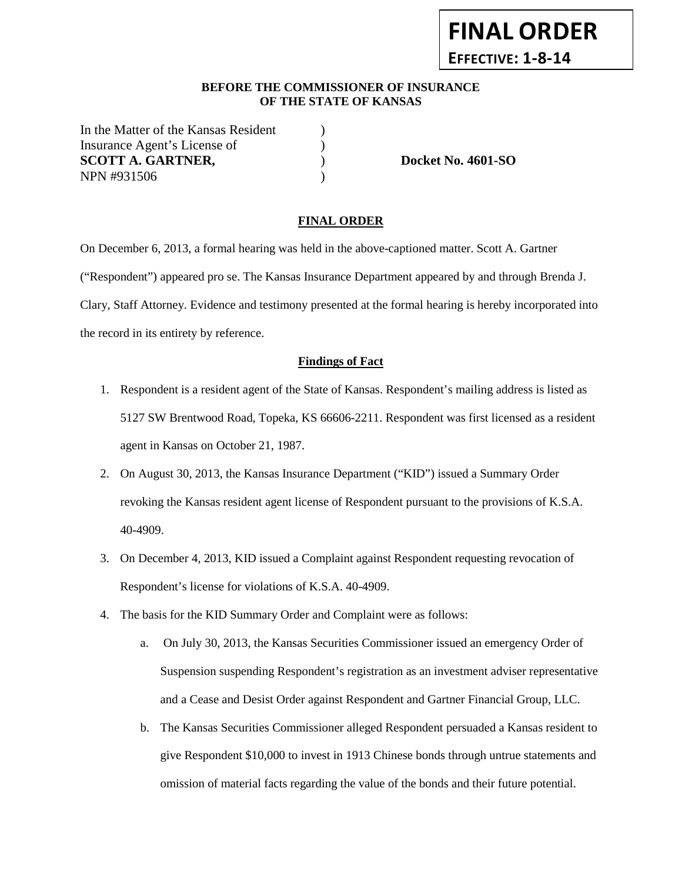**FINAL ORDER**

**EFFECTIVE: 1-8-14**

**BEFORE THE COMMISSIONER OF INSURANCE OF THE STATE OF KANSAS**

In the Matter of the Kansas Resident )
Insurance Agent's License of )
**SCOTT A. GARTNER,** ) **Docket No. 4601-SO**
NPN #931506 )

## FINAL ORDER

On December 6, 2013, a formal hearing was held in the above-captioned matter. Scott A. Gartner ("Respondent") appeared pro se. The Kansas Insurance Department appeared by and through Brenda J. Clary, Staff Attorney. Evidence and testimony presented at the formal hearing is hereby incorporated into the record in its entirety by reference.

### Findings of Fact

1. Respondent is a resident agent of the State of Kansas. Respondent's mailing address is listed as 5127 SW Brentwood Road, Topeka, KS 66606-2211. Respondent was first licensed as a resident agent in Kansas on October 21, 1987.
2. On August 30, 2013, the Kansas Insurance Department ("KID") issued a Summary Order revoking the Kansas resident agent license of Respondent pursuant to the provisions of K.S.A. 40-4909.
3. On December 4, 2013, KID issued a Complaint against Respondent requesting revocation of Respondent's license for violations of K.S.A. 40-4909.
4. The basis for the KID Summary Order and Complaint were as follows:
    a. On July 30, 2013, the Kansas Securities Commissioner issued an emergency Order of Suspension suspending Respondent's registration as an investment adviser representative and a Cease and Desist Order against Respondent and Gartner Financial Group, LLC.
    b. The Kansas Securities Commissioner alleged Respondent persuaded a Kansas resident to give Respondent $10,000 to invest in 1913 Chinese bonds through untrue statements and omission of material facts regarding the value of the bonds and their future potential.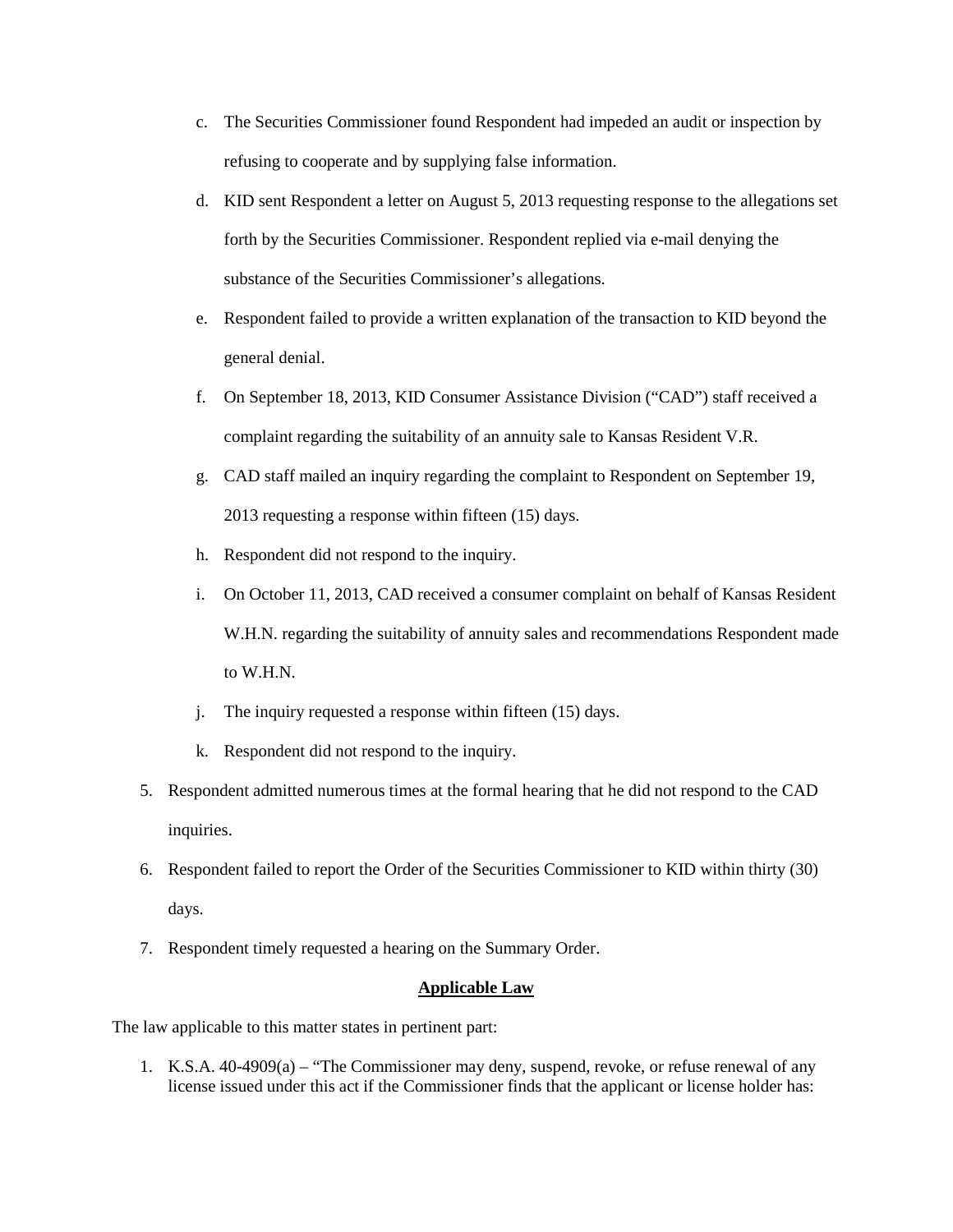c. The Securities Commissioner found Respondent had impeded an audit or inspection by refusing to cooperate and by supplying false information.

d. KID sent Respondent a letter on August 5, 2013 requesting response to the allegations set forth by the Securities Commissioner. Respondent replied via e-mail denying the substance of the Securities Commissioner's allegations.

e. Respondent failed to provide a written explanation of the transaction to KID beyond the general denial.

f. On September 18, 2013, KID Consumer Assistance Division ("CAD") staff received a complaint regarding the suitability of an annuity sale to Kansas Resident V.R.

g. CAD staff mailed an inquiry regarding the complaint to Respondent on September 19, 2013 requesting a response within fifteen (15) days.

h. Respondent did not respond to the inquiry.

i. On October 11, 2013, CAD received a consumer complaint on behalf of Kansas Resident W.H.N. regarding the suitability of annuity sales and recommendations Respondent made to W.H.N.

j. The inquiry requested a response within fifteen (15) days.

k. Respondent did not respond to the inquiry.

5. Respondent admitted numerous times at the formal hearing that he did not respond to the CAD inquiries.

6. Respondent failed to report the Order of the Securities Commissioner to KID within thirty (30) days.

7. Respondent timely requested a hearing on the Summary Order.

## Applicable Law

The law applicable to this matter states in pertinent part:

1. K.S.A. 40-4909(a) – "The Commissioner may deny, suspend, revoke, or refuse renewal of any license issued under this act if the Commissioner finds that the applicant or license holder has: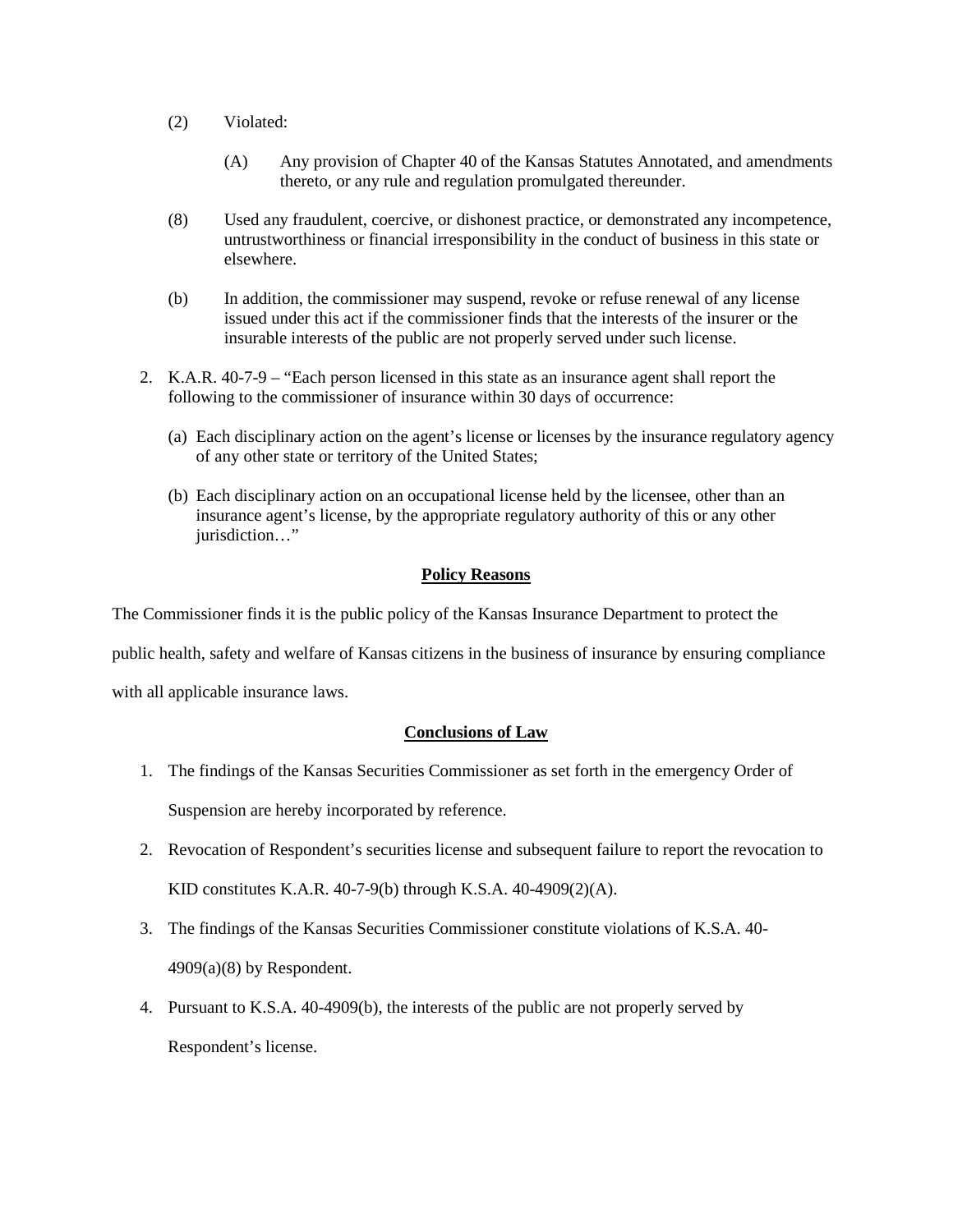(2) Violated:

(A) Any provision of Chapter 40 of the Kansas Statutes Annotated, and amendments thereto, or any rule and regulation promulgated thereunder.

(8) Used any fraudulent, coercive, or dishonest practice, or demonstrated any incompetence, untrustworthiness or financial irresponsibility in the conduct of business in this state or elsewhere.

(b) In addition, the commissioner may suspend, revoke or refuse renewal of any license issued under this act if the commissioner finds that the interests of the insurer or the insurable interests of the public are not properly served under such license.

2. K.A.R. 40-7-9 – "Each person licensed in this state as an insurance agent shall report the following to the commissioner of insurance within 30 days of occurrence:

   (a) Each disciplinary action on the agent's license or licenses by the insurance regulatory agency of any other state or territory of the United States;

   (b) Each disciplinary action on an occupational license held by the licensee, other than an insurance agent's license, by the appropriate regulatory authority of this or any other jurisdiction…"

**Policy Reasons**

The Commissioner finds it is the public policy of the Kansas Insurance Department to protect the public health, safety and welfare of Kansas citizens in the business of insurance by ensuring compliance with all applicable insurance laws.

**Conclusions of Law**

1. The findings of the Kansas Securities Commissioner as set forth in the emergency Order of Suspension are hereby incorporated by reference.
2. Revocation of Respondent's securities license and subsequent failure to report the revocation to KID constitutes K.A.R. 40-7-9(b) through K.S.A. 40-4909(2)(A).
3. The findings of the Kansas Securities Commissioner constitute violations of K.S.A. 40-4909(a)(8) by Respondent.
4. Pursuant to K.S.A. 40-4909(b), the interests of the public are not properly served by Respondent's license.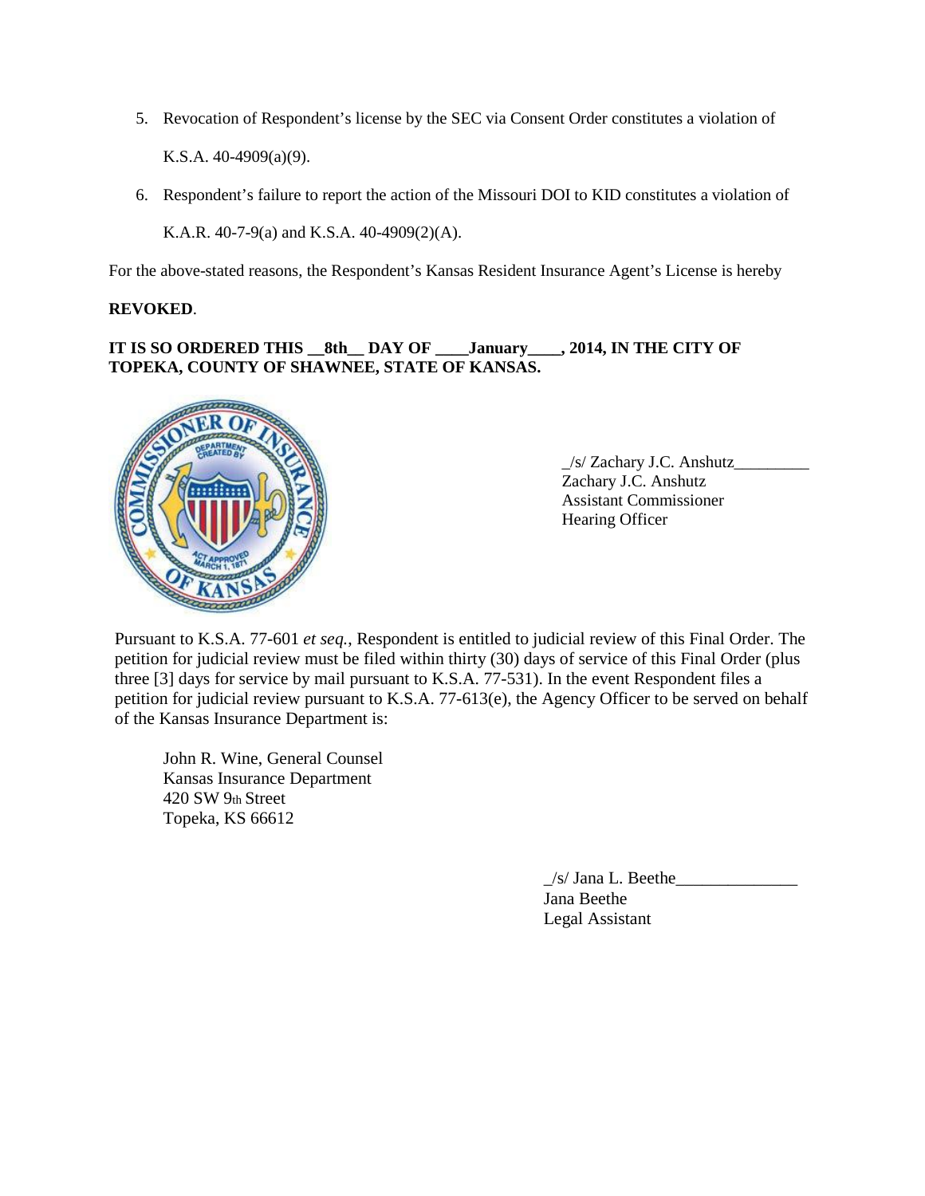5. Revocation of Respondent's license by the SEC via Consent Order constitutes a violation of K.S.A. 40-4909(a)(9).

6. Respondent's failure to report the action of the Missouri DOI to KID constitutes a violation of K.A.R. 40-7-9(a) and K.S.A. 40-4909(2)(A).

For the above-stated reasons, the Respondent's Kansas Resident Insurance Agent's License is hereby

**REVOKED**.

**IT IS SO ORDERED THIS __8th__ DAY OF ____January____, 2014, IN THE CITY OF TOPEKA, COUNTY OF SHAWNEE, STATE OF KANSAS.**

_/s/ Zachary J.C. Anshutz_________
Zachary J.C. Anshutz
Assistant Commissioner
Hearing Officer

Pursuant to K.S.A. 77-601 *et seq.*, Respondent is entitled to judicial review of this Final Order. The petition for judicial review must be filed within thirty (30) days of service of this Final Order (plus three [3] days for service by mail pursuant to K.S.A. 77-531). In the event Respondent files a petition for judicial review pursuant to K.S.A. 77-613(e), the Agency Officer to be served on behalf of the Kansas Insurance Department is:

John R. Wine, General Counsel
Kansas Insurance Department
420 SW 9th Street
Topeka, KS 66612

_/s/ Jana L. Beethe______________
Jana Beethe
Legal Assistant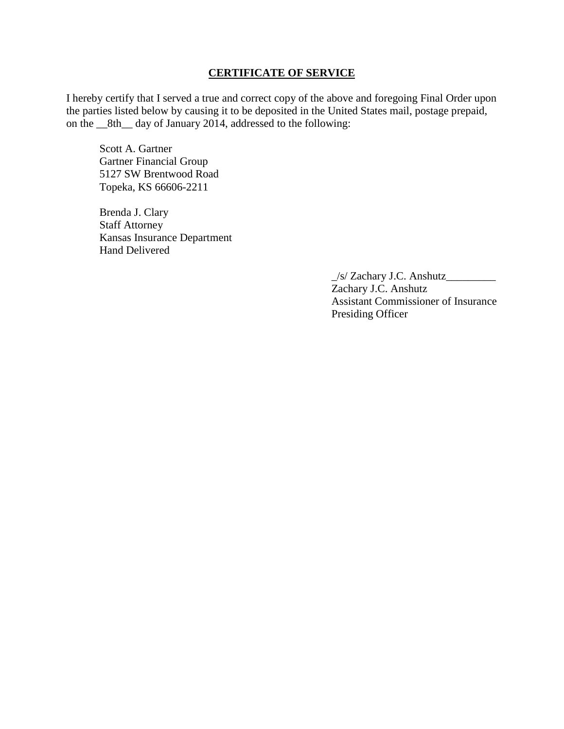## CERTIFICATE OF SERVICE

I hereby certify that I served a true and correct copy of the above and foregoing Final Order upon the parties listed below by causing it to be deposited in the United States mail, postage prepaid, on the __8th__ day of January 2014, addressed to the following:

Scott A. Gartner
Gartner Financial Group
5127 SW Brentwood Road
Topeka, KS 66606-2211

Brenda J. Clary
Staff Attorney
Kansas Insurance Department
Hand Delivered

_/s/ Zachary J.C. Anshutz_________
Zachary J.C. Anshutz
Assistant Commissioner of Insurance
Presiding Officer